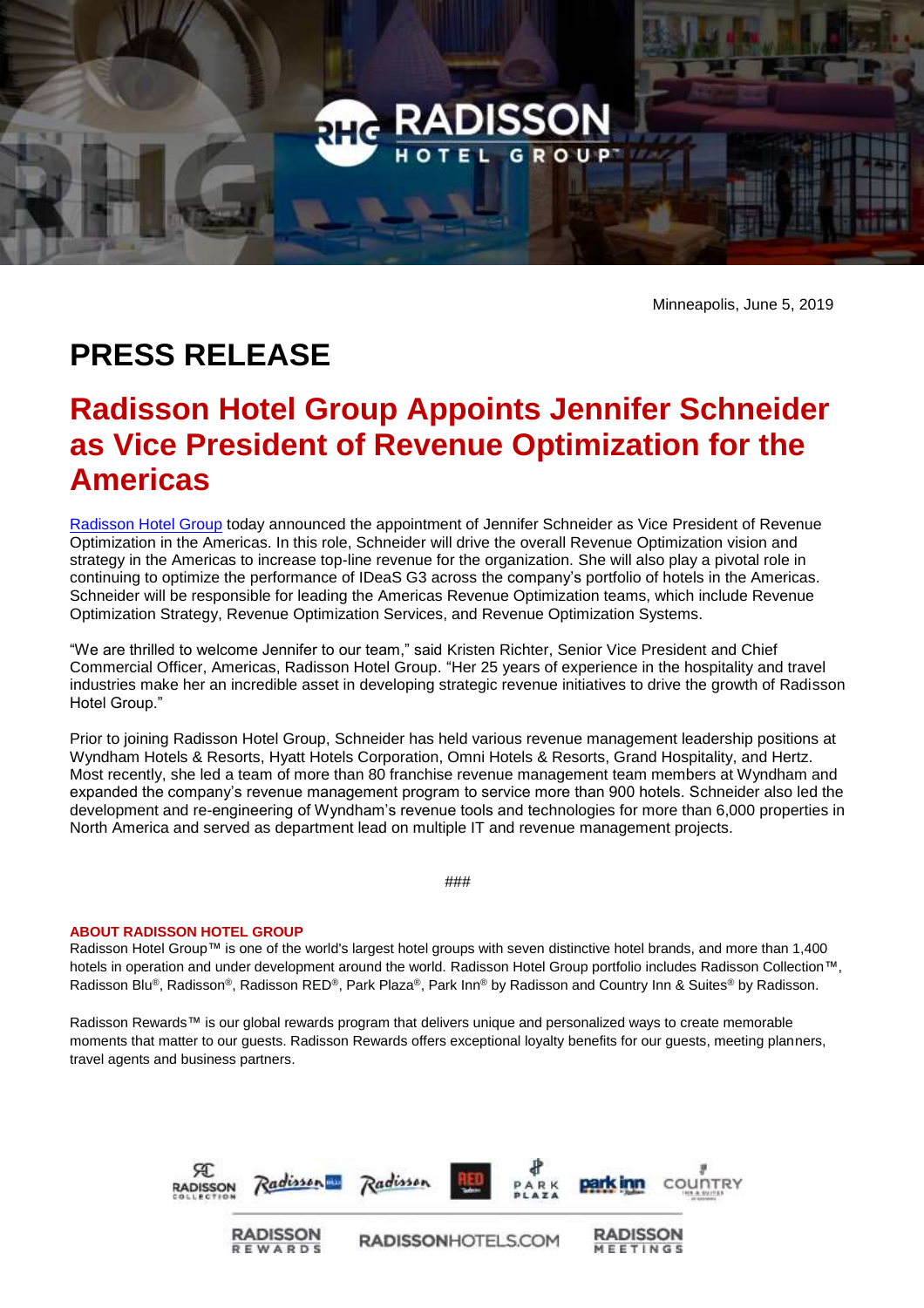Minneapolis, June 5, 2019

# PRESS RELEASE

## Radisson Hotel Group Appoints Jennifer Schneider as Vice President of Revenue Optimization for the Americas

Radisson Hotel Group today announced the appointment of Jennifer Schneider as Vice President of Revenue Optimization in the Americas. In this role, Schneider will drive the overall Revenue Optimization vision and strategy in the Americas to increase top-line revenue for the organization. She will also play a pivotal role in continuing to optimize the performance of IDeaS G3 across the company's portfolio of hotels in the Americas. Schneider will be responsible for leading the Americas Revenue Optimization teams, which include Revenue Optimization Strategy, Revenue Optimization Services, and Revenue Optimization Systems.

"We are thrilled to welcome Jennifer to our team," said Kristen Richter, Senior Vice President and Chief Commercial Officer, Americas, Radisson Hotel Group. "Her 25 years of experience in the hospitality and travel industries make her an incredible asset in developing strategic revenue initiatives to drive the growth of Radisson Hotel Group."

Prior to joining Radisson Hotel Group, Schneider has held various revenue management leadership positions at Wyndham Hotels & Resorts, Hyatt Hotels Corporation, Omni Hotels & Resorts, Grand Hospitality, and Hertz. Most recently, she led a team of more than 80 franchise revenue management team members at Wyndham and expanded the company's revenue management program to service more than 900 hotels. Schneider also led the development and re-engineering of Wyndham's revenue tools and technologies for more than 6,000 properties in North America and served as department lead on multiple IT and revenue management projects.

###

**ABOUT RADISSON HOTEL GROUP**

Radisson Hotel Group™ is one of the world's largest hotel groups with seven distinctive hotel brands, and more than 1,400 hotels in operation and under development around the world. Radisson Hotel Group portfolio includes Radisson Collection™, Radisson Blu®, Radisson®, Radisson RED®, Park Plaza®, Park Inn® by Radisson and Country Inn & Suites® by Radisson.

Radisson Rewards™ is our global rewards program that delivers unique and personalized ways to create memorable moments that matter to our guests. Radisson Rewards offers exceptional loyalty benefits for our guests, meeting planners, travel agents and business partners.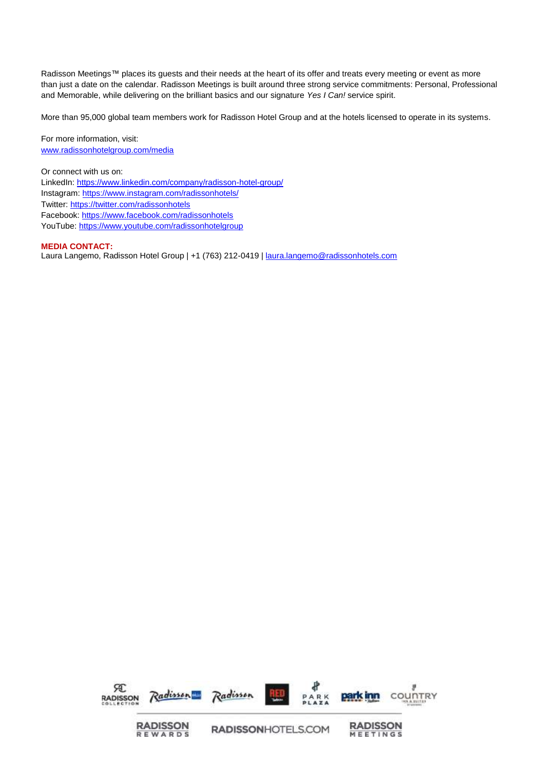Radisson Meetings™ places its guests and their needs at the heart of its offer and treats every meeting or event as more than just a date on the calendar. Radisson Meetings is built around three strong service commitments: Personal, Professional and Memorable, while delivering on the brilliant basics and our signature *Yes I Can!* service spirit.

More than 95,000 global team members work for Radisson Hotel Group and at the hotels licensed to operate in its systems.

For more information, visit:
www.radissonhotelgroup.com/media

Or connect with us on:
LinkedIn: https://www.linkedin.com/company/radisson-hotel-group/
Instagram: https://www.instagram.com/radissonhotels/
Twitter: https://twitter.com/radissonhotels
Facebook: https://www.facebook.com/radissonhotels
YouTube: https://www.youtube.com/radissonhotelgroup

**MEDIA CONTACT:**
Laura Langemo, Radisson Hotel Group | +1 (763) 212-0419 | laura.langemo@radissonhotels.com